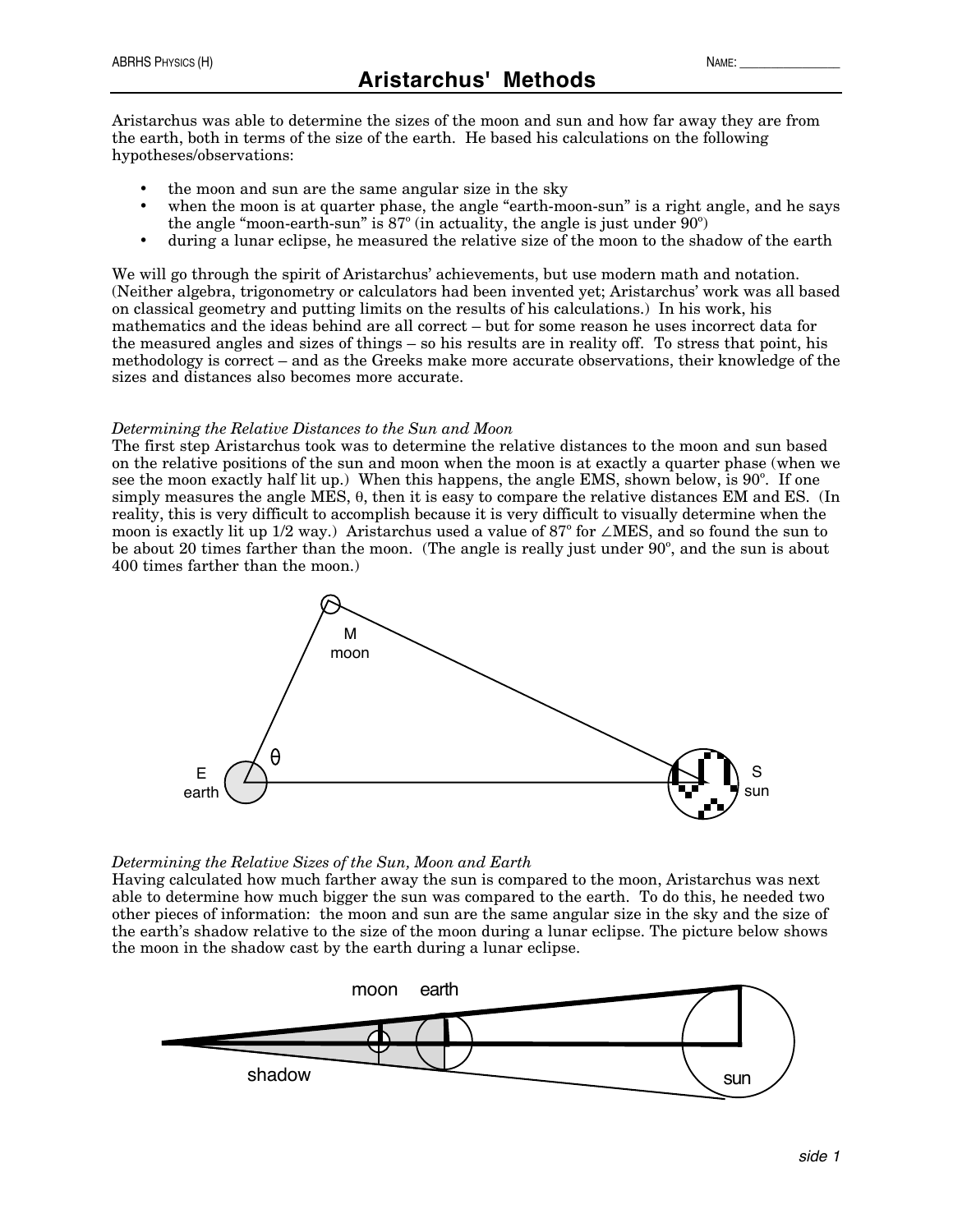# Aristarchus' Methods

NAME: _______________

Aristarchus was able to determine the sizes of the moon and sun and how far away they are from the earth, both in terms of the size of the earth. He based his calculations on the following hypotheses/observations:

- the moon and sun are the same angular size in the sky
- when the moon is at quarter phase, the angle "earth-moon-sun" is a right angle, and he says the angle "moon-earth-sun" is 87º (in actuality, the angle is just under 90º)
- during a lunar eclipse, he measured the relative size of the moon to the shadow of the earth

We will go through the spirit of Aristarchus' achievements, but use modern math and notation. (Neither algebra, trigonometry or calculators had been invented yet; Aristarchus' work was all based on classical geometry and putting limits on the results of his calculations.) In his work, his mathematics and the ideas behind are all correct – but for some reason he uses incorrect data for the measured angles and sizes of things – so his results are in reality off. To stress that point, his methodology is correct – and as the Greeks make more accurate observations, their knowledge of the sizes and distances also becomes more accurate.

*Determining the Relative Distances to the Sun and Moon*

The first step Aristarchus took was to determine the relative distances to the moon and sun based on the relative positions of the sun and moon when the moon is at exactly a quarter phase (when we see the moon exactly half lit up.) When this happens, the angle EMS, shown below, is 90º. If one simply measures the angle MES, $\theta$, then it is easy to compare the relative distances EM and ES. (In reality, this is very difficult to accomplish because it is very difficult to visually determine when the moon is exactly lit up 1/2 way.) Aristarchus used a value of 87º for $\angle$MES, and so found the sun to be about 20 times farther than the moon. (The angle is really just under 90º, and the sun is about 400 times farther than the moon.)

*Determining the Relative Sizes of the Sun, Moon and Earth*

Having calculated how much farther away the sun is compared to the moon, Aristarchus was next able to determine how much bigger the sun was compared to the earth. To do this, he needed two other pieces of information: the moon and sun are the same angular size in the sky and the size of the earth's shadow relative to the size of the moon during a lunar eclipse. The picture below shows the moon in the shadow cast by the earth during a lunar eclipse.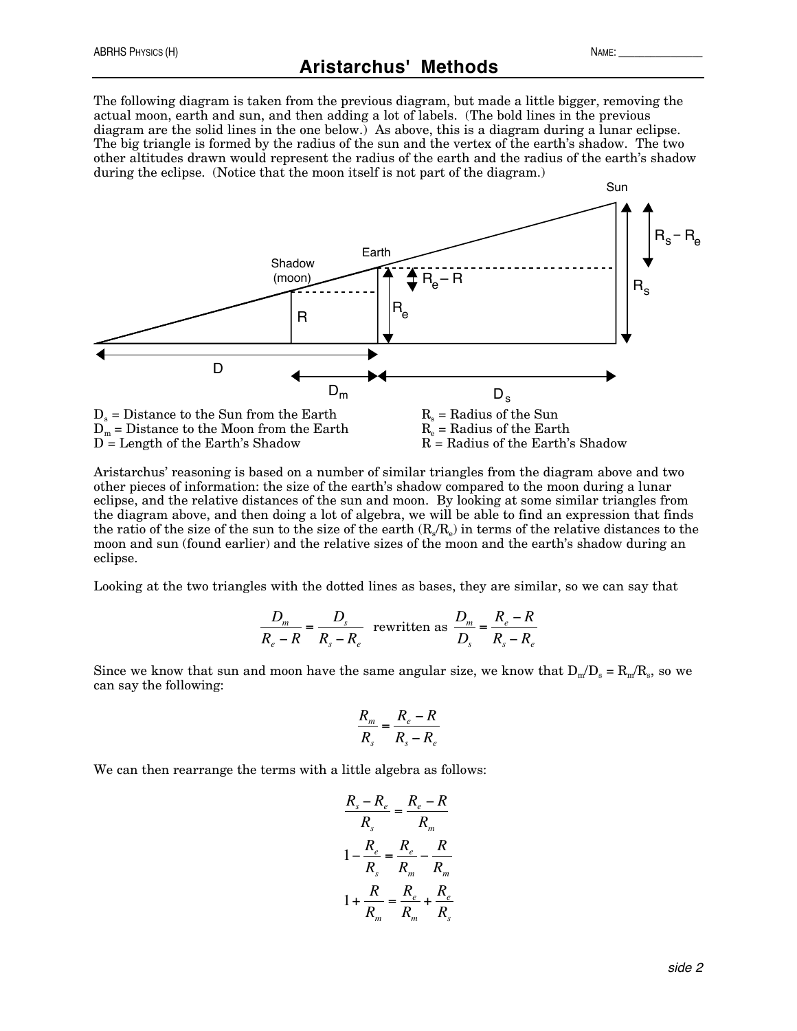# Aristarchus' Methods

The following diagram is taken from the previous diagram, but made a little bigger, removing the actual moon, earth and sun, and then adding a lot of labels. (The bold lines in the previous diagram are the solid lines in the one below.) As above, this is a diagram during a lunar eclipse. The big triangle is formed by the radius of the sun and the vertex of the earth's shadow. The two other altitudes drawn would represent the radius of the earth and the radius of the earth's shadow during the eclipse. (Notice that the moon itself is not part of the diagram.)

$D_s$ = Distance to the Sun from the Earth
$D_m$ = Distance to the Moon from the Earth
$D$ = Length of the Earth's Shadow

$R_s$ = Radius of the Sun
$R_e$ = Radius of the Earth
$R$ = Radius of the Earth's Shadow

Aristarchus' reasoning is based on a number of similar triangles from the diagram above and two other pieces of information: the size of the earth's shadow compared to the moon during a lunar eclipse, and the relative distances of the sun and moon. By looking at some similar triangles from the diagram above, and then doing a lot of algebra, we will be able to find an expression that finds the ratio of the size of the sun to the size of the earth ($R_s/R_e$) in terms of the relative distances to the moon and sun (found earlier) and the relative sizes of the moon and the earth's shadow during an eclipse.

Looking at the two triangles with the dotted lines as bases, they are similar, so we can say that

$$\frac{D_m}{R_e - R} = \frac{D_s}{R_s - R_e} \quad \text{rewritten as} \quad \frac{D_m}{D_s} = \frac{R_e - R}{R_s - R_e}$$

Since we know that sun and moon have the same angular size, we know that $D_m/D_s = R_m/R_s$, so we can say the following:

$$\frac{R_m}{R_s} = \frac{R_e - R}{R_s - R_e}$$

We can then rearrange the terms with a little algebra as follows:

$$\frac{R_s - R_e}{R_s} = \frac{R_e - R}{R_m}$$

$$1 - \frac{R_e}{R_s} = \frac{R_e}{R_m} - \frac{R}{R_m}$$

$$1 + \frac{R}{R_m} = \frac{R_e}{R_m} + \frac{R_e}{R_s}$$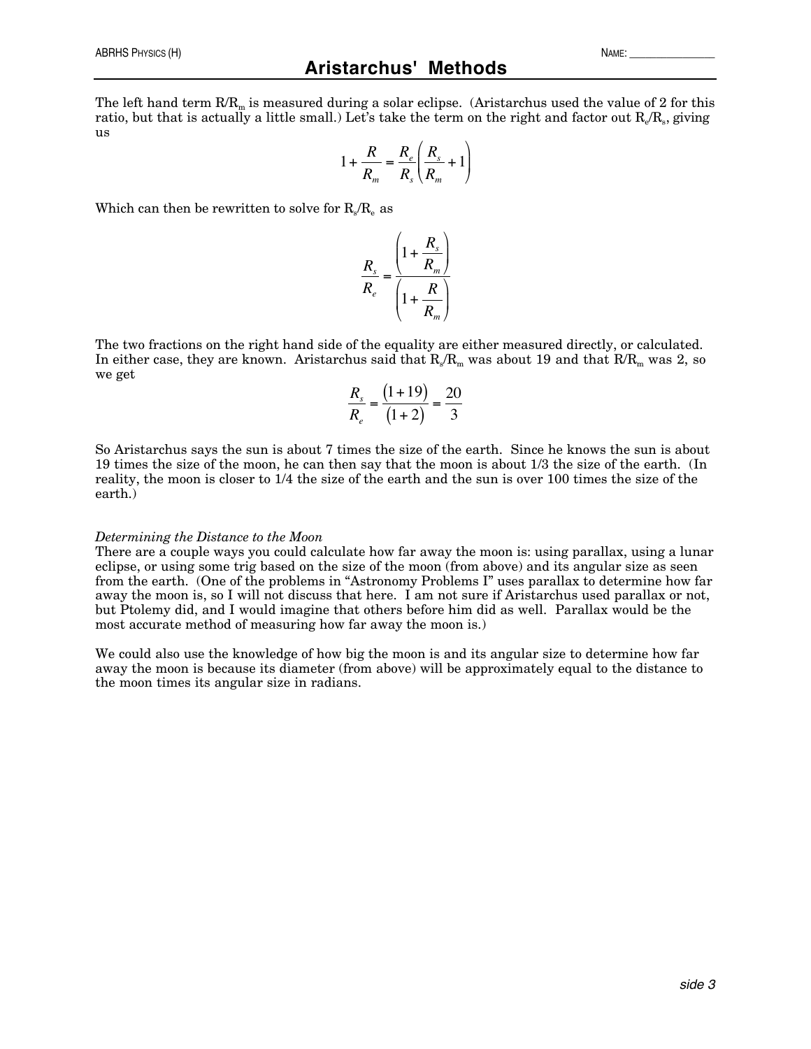The left hand term $R/R_m$ is measured during a solar eclipse. (Aristarchus used the value of 2 for this ratio, but that is actually a little small.) Let's take the term on the right and factor out $R_e/R_s$, giving us

$$1+\frac{R}{R_m}=\frac{R_e}{R_s}\left(\frac{R_s}{R_m}+1\right)$$

Which can then be rewritten to solve for $R_s/R_e$ as

$$\frac{R_s}{R_e}=\frac{\left(1+\frac{R_s}{R_m}\right)}{\left(1+\frac{R}{R_m}\right)}$$

The two fractions on the right hand side of the equality are either measured directly, or calculated. In either case, they are known. Aristarchus said that $R_s/R_m$ was about 19 and that $R/R_m$ was 2, so we get

$$\frac{R_s}{R_e}=\frac{(1+19)}{(1+2)}=\frac{20}{3}$$

So Aristarchus says the sun is about 7 times the size of the earth. Since he knows the sun is about 19 times the size of the moon, he can then say that the moon is about 1/3 the size of the earth. (In reality, the moon is closer to 1/4 the size of the earth and the sun is over 100 times the size of the earth.)

*Determining the Distance to the Moon*

There are a couple ways you could calculate how far away the moon is: using parallax, using a lunar eclipse, or using some trig based on the size of the moon (from above) and its angular size as seen from the earth. (One of the problems in "Astronomy Problems I" uses parallax to determine how far away the moon is, so I will not discuss that here. I am not sure if Aristarchus used parallax or not, but Ptolemy did, and I would imagine that others before him did as well. Parallax would be the most accurate method of measuring how far away the moon is.)

We could also use the knowledge of how big the moon is and its angular size to determine how far away the moon is because its diameter (from above) will be approximately equal to the distance to the moon times its angular size in radians.